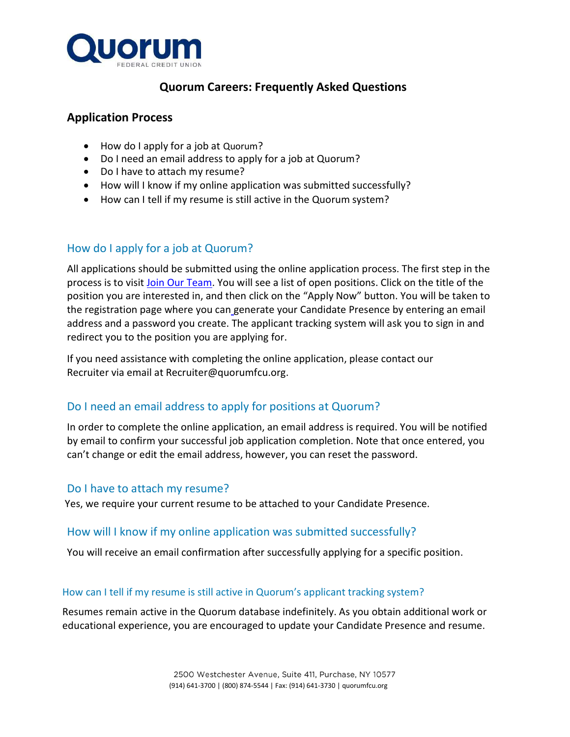Quorum
FEDERAL CREDIT UNION

# Quorum Careers: Frequently Asked Questions

## Application Process

- How do I apply for a job at Quorum?
- Do I need an email address to apply for a job at Quorum?
- Do I have to attach my resume?
- How will I know if my online application was submitted successfully?
- How can I tell if my resume is still active in the Quorum system?

### How do I apply for a job at Quorum?

All applications should be submitted using the online application process. The first step in the process is to visit Join Our Team. You will see a list of open positions. Click on the title of the position you are interested in, and then click on the "Apply Now" button. You will be taken to the registration page where you can generate your Candidate Presence by entering an email address and a password you create. The applicant tracking system will ask you to sign in and redirect you to the position you are applying for.

If you need assistance with completing the online application, please contact our Recruiter via email at Recruiter@quorumfcu.org.

### Do I need an email address to apply for positions at Quorum?

In order to complete the online application, an email address is required. You will be notified by email to confirm your successful job application completion. Note that once entered, you can't change or edit the email address, however, you can reset the password.

### Do I have to attach my resume?

Yes, we require your current resume to be attached to your Candidate Presence.

### How will I know if my online application was submitted successfully?

You will receive an email confirmation after successfully applying for a specific position.

### How can I tell if my resume is still active in Quorum's applicant tracking system?

Resumes remain active in the Quorum database indefinitely. As you obtain additional work or educational experience, you are encouraged to update your Candidate Presence and resume.

2500 Westchester Avenue, Suite 411, Purchase, NY 10577
(914) 641-3700 | (800) 874-5544 | Fax: (914) 641-3730 | quorumfcu.org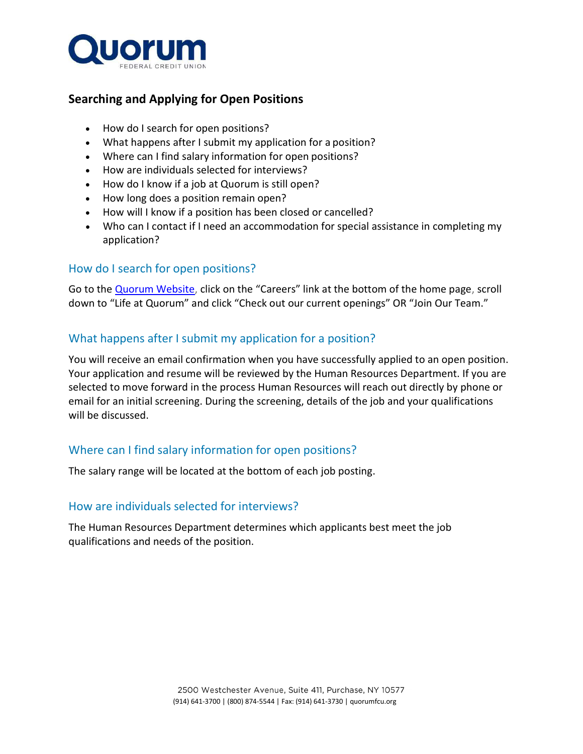Quorum
FEDERAL CREDIT UNION

## Searching and Applying for Open Positions

- How do I search for open positions?
- What happens after I submit my application for a position?
- Where can I find salary information for open positions?
- How are individuals selected for interviews?
- How do I know if a job at Quorum is still open?
- How long does a position remain open?
- How will I know if a position has been closed or cancelled?
- Who can I contact if I need an accommodation for special assistance in completing my application?

### How do I search for open positions?

Go to the Quorum Website, click on the "Careers" link at the bottom of the home page, scroll down to "Life at Quorum" and click "Check out our current openings" OR "Join Our Team."

### What happens after I submit my application for a position?

You will receive an email confirmation when you have successfully applied to an open position. Your application and resume will be reviewed by the Human Resources Department. If you are selected to move forward in the process Human Resources will reach out directly by phone or email for an initial screening. During the screening, details of the job and your qualifications will be discussed.

### Where can I find salary information for open positions?

The salary range will be located at the bottom of each job posting.

### How are individuals selected for interviews?

The Human Resources Department determines which applicants best meet the job qualifications and needs of the position.

2500 Westchester Avenue, Suite 411, Purchase, NY 10577
(914) 641-3700 | (800) 874-5544 | Fax: (914) 641-3730 | quorumfcu.org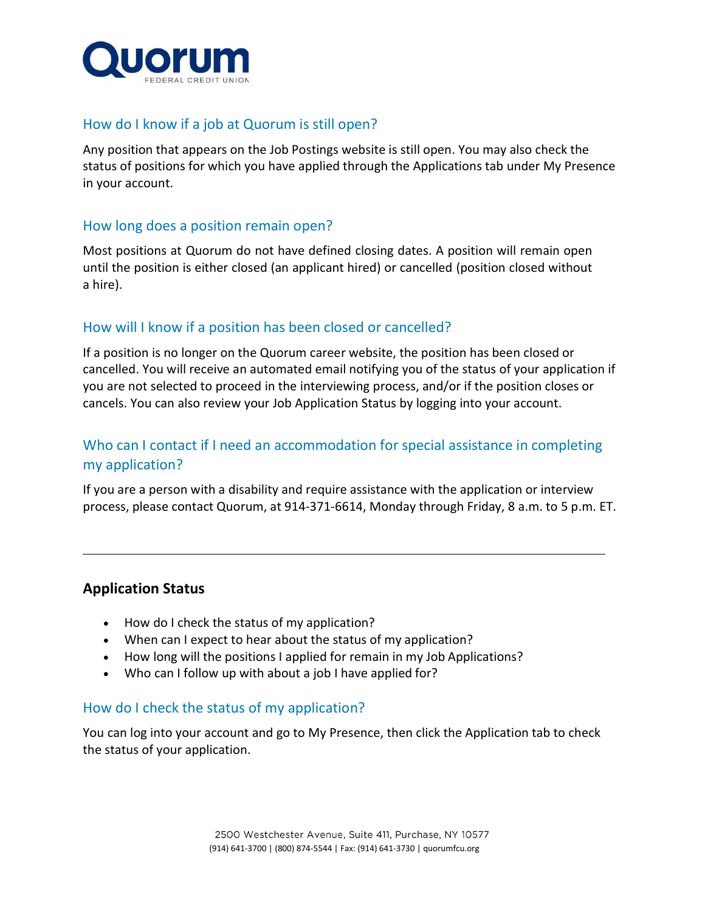## How do I know if a job at Quorum is still open?

Any position that appears on the Job Postings website is still open. You may also check the status of positions for which you have applied through the Applications tab under My Presence in your account.

## How long does a position remain open?

Most positions at Quorum do not have defined closing dates. A position will remain open until the position is either closed (an applicant hired) or cancelled (position closed without a hire).

## How will I know if a position has been closed or cancelled?

If a position is no longer on the Quorum career website, the position has been closed or cancelled. You will receive an automated email notifying you of the status of your application if you are not selected to proceed in the interviewing process, and/or if the position closes or cancels. You can also review your Job Application Status by logging into your account.

## Who can I contact if I need an accommodation for special assistance in completing my application?

If you are a person with a disability and require assistance with the application or interview process, please contact Quorum, at 914-371-6614, Monday through Friday, 8 a.m. to 5 p.m. ET.

---

### Application Status

- How do I check the status of my application?
- When can I expect to hear about the status of my application?
- How long will the positions I applied for remain in my Job Applications?
- Who can I follow up with about a job I have applied for?

## How do I check the status of my application?

You can log into your account and go to My Presence, then click the Application tab to check the status of your application.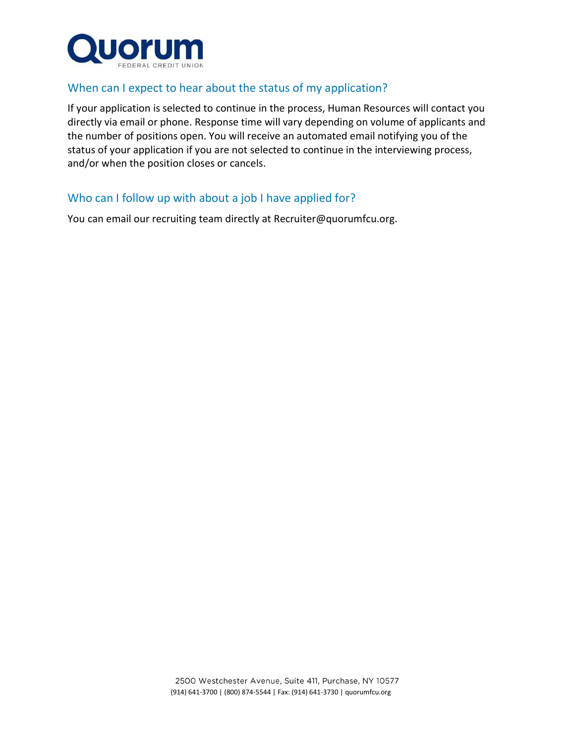## When can I expect to hear about the status of my application?

If your application is selected to continue in the process, Human Resources will contact you directly via email or phone. Response time will vary depending on volume of applicants and the number of positions open. You will receive an automated email notifying you of the status of your application if you are not selected to continue in the interviewing process, and/or when the position closes or cancels.

## Who can I follow up with about a job I have applied for?

You can email our recruiting team directly at Recruiter@quorumfcu.org.